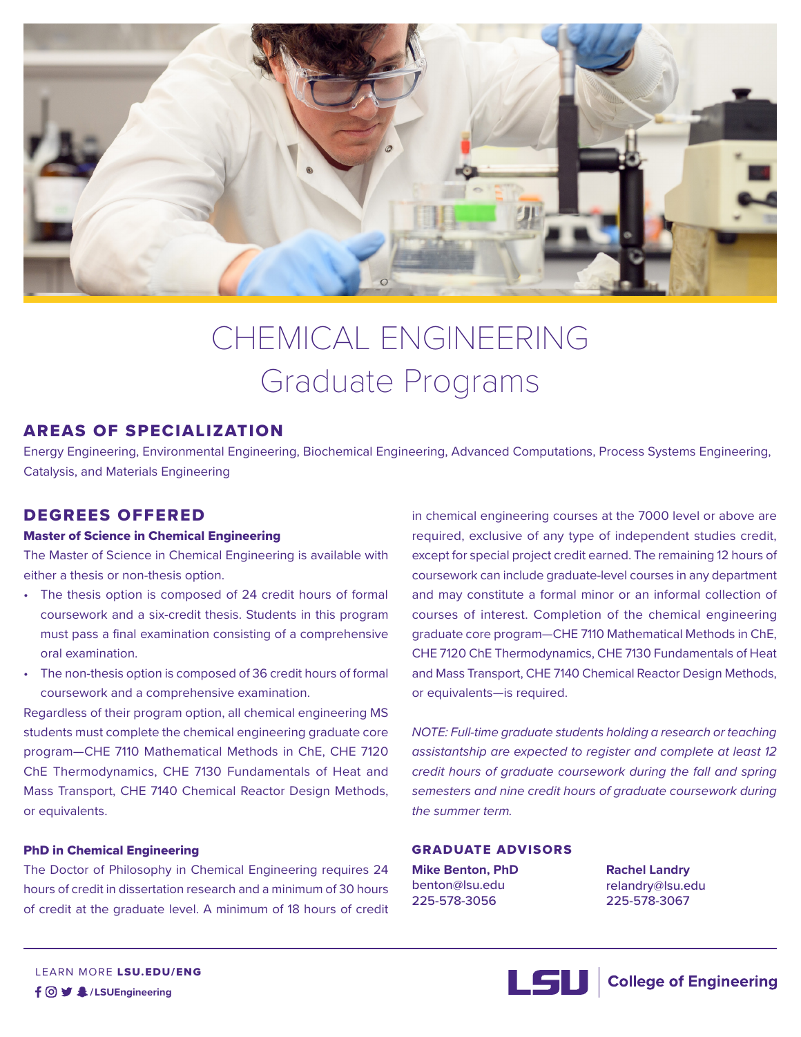# CHEMICAL ENGINEERING
## Graduate Programs

## AREAS OF SPECIALIZATION

Energy Engineering, Environmental Engineering, Biochemical Engineering, Advanced Computations, Process Systems Engineering, Catalysis, and Materials Engineering

## DEGREES OFFERED

### Master of Science in Chemical Engineering

The Master of Science in Chemical Engineering is available with either a thesis or non-thesis option.

- The thesis option is composed of 24 credit hours of formal coursework and a six-credit thesis. Students in this program must pass a final examination consisting of a comprehensive oral examination.
- The non-thesis option is composed of 36 credit hours of formal coursework and a comprehensive examination.

Regardless of their program option, all chemical engineering MS students must complete the chemical engineering graduate core program—CHE 7110 Mathematical Methods in ChE, CHE 7120 ChE Thermodynamics, CHE 7130 Fundamentals of Heat and Mass Transport, CHE 7140 Chemical Reactor Design Methods, or equivalents.

### PhD in Chemical Engineering

The Doctor of Philosophy in Chemical Engineering requires 24 hours of credit in dissertation research and a minimum of 30 hours of credit at the graduate level. A minimum of 18 hours of credit in chemical engineering courses at the 7000 level or above are required, exclusive of any type of independent studies credit, except for special project credit earned. The remaining 12 hours of coursework can include graduate-level courses in any department and may constitute a formal minor or an informal collection of courses of interest. Completion of the chemical engineering graduate core program—CHE 7110 Mathematical Methods in ChE, CHE 7120 ChE Thermodynamics, CHE 7130 Fundamentals of Heat and Mass Transport, CHE 7140 Chemical Reactor Design Methods, or equivalents—is required.

*NOTE: Full-time graduate students holding a research or teaching assistantship are expected to register and complete at least 12 credit hours of graduate coursework during the fall and spring semesters and nine credit hours of graduate coursework during the summer term.*

## GRADUATE ADVISORS

**Mike Benton, PhD**
benton@lsu.edu
225-578-3056

**Rachel Landry**
relandry@lsu.edu
225-578-3067

LEARN MORE **LSU.EDU/ENG**
**/LSUEngineering**

LSU | College of Engineering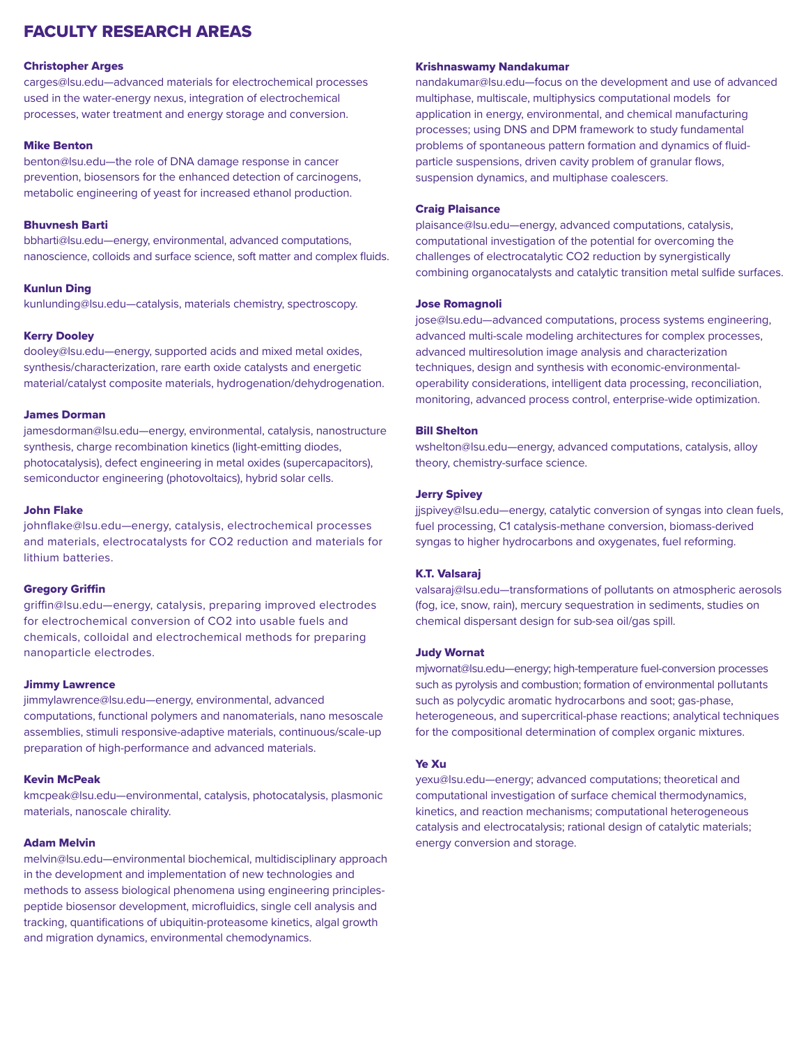# FACULTY RESEARCH AREAS

### Christopher Arges

carges@lsu.edu—advanced materials for electrochemical processes used in the water-energy nexus, integration of electrochemical processes, water treatment and energy storage and conversion.

### Mike Benton

benton@lsu.edu—the role of DNA damage response in cancer prevention, biosensors for the enhanced detection of carcinogens, metabolic engineering of yeast for increased ethanol production.

### Bhuvnesh Barti

bbharti@lsu.edu—energy, environmental, advanced computations, nanoscience, colloids and surface science, soft matter and complex fluids.

### Kunlun Ding

kunlunding@lsu.edu—catalysis, materials chemistry, spectroscopy.

### Kerry Dooley

dooley@lsu.edu—energy, supported acids and mixed metal oxides, synthesis/characterization, rare earth oxide catalysts and energetic material/catalyst composite materials, hydrogenation/dehydrogenation.

### James Dorman

jamesdorman@lsu.edu—energy, environmental, catalysis, nanostructure synthesis, charge recombination kinetics (light-emitting diodes, photocatalysis), defect engineering in metal oxides (supercapacitors), semiconductor engineering (photovoltaics), hybrid solar cells.

### John Flake

johnflake@lsu.edu—energy, catalysis, electrochemical processes and materials, electrocatalysts for CO2 reduction and materials for lithium batteries.

### Gregory Griffin

griffin@lsu.edu—energy, catalysis, preparing improved electrodes for electrochemical conversion of CO2 into usable fuels and chemicals, colloidal and electrochemical methods for preparing nanoparticle electrodes.

### Jimmy Lawrence

jimmylawrence@lsu.edu—energy, environmental, advanced computations, functional polymers and nanomaterials, nano mesoscale assemblies, stimuli responsive-adaptive materials, continuous/scale-up preparation of high-performance and advanced materials.

### Kevin McPeak

kmcpeak@lsu.edu—environmental, catalysis, photocatalysis, plasmonic materials, nanoscale chirality.

### Adam Melvin

melvin@lsu.edu—environmental biochemical, multidisciplinary approach in the development and implementation of new technologies and methods to assess biological phenomena using engineering principles-peptide biosensor development, microfluidics, single cell analysis and tracking, quantifications of ubiquitin-proteasome kinetics, algal growth and migration dynamics, environmental chemodynamics.

### Krishnaswamy Nandakumar

nandakumar@lsu.edu—focus on the development and use of advanced multiphase, multiscale, multiphysics computational models for application in energy, environmental, and chemical manufacturing processes; using DNS and DPM framework to study fundamental problems of spontaneous pattern formation and dynamics of fluid-particle suspensions, driven cavity problem of granular flows, suspension dynamics, and multiphase coalescers.

### Craig Plaisance

plaisance@lsu.edu—energy, advanced computations, catalysis, computational investigation of the potential for overcoming the challenges of electrocatalytic CO2 reduction by synergistically combining organocatalysts and catalytic transition metal sulfide surfaces.

### Jose Romagnoli

jose@lsu.edu—advanced computations, process systems engineering, advanced multi-scale modeling architectures for complex processes, advanced multiresolution image analysis and characterization techniques, design and synthesis with economic-environmental-operability considerations, intelligent data processing, reconciliation, monitoring, advanced process control, enterprise-wide optimization.

### Bill Shelton

wshelton@lsu.edu—energy, advanced computations, catalysis, alloy theory, chemistry-surface science.

### Jerry Spivey

jjspivey@lsu.edu—energy, catalytic conversion of syngas into clean fuels, fuel processing, C1 catalysis-methane conversion, biomass-derived syngas to higher hydrocarbons and oxygenates, fuel reforming.

### K.T. Valsaraj

valsaraj@lsu.edu—transformations of pollutants on atmospheric aerosols (fog, ice, snow, rain), mercury sequestration in sediments, studies on chemical dispersant design for sub-sea oil/gas spill.

### Judy Wornat

mjwornat@lsu.edu—energy; high-temperature fuel-conversion processes such as pyrolysis and combustion; formation of environmental pollutants such as polycydic aromatic hydrocarbons and soot; gas-phase, heterogeneous, and supercritical-phase reactions; analytical techniques for the compositional determination of complex organic mixtures.

### Ye Xu

yexu@lsu.edu—energy; advanced computations; theoretical and computational investigation of surface chemical thermodynamics, kinetics, and reaction mechanisms; computational heterogeneous catalysis and electrocatalysis; rational design of catalytic materials; energy conversion and storage.